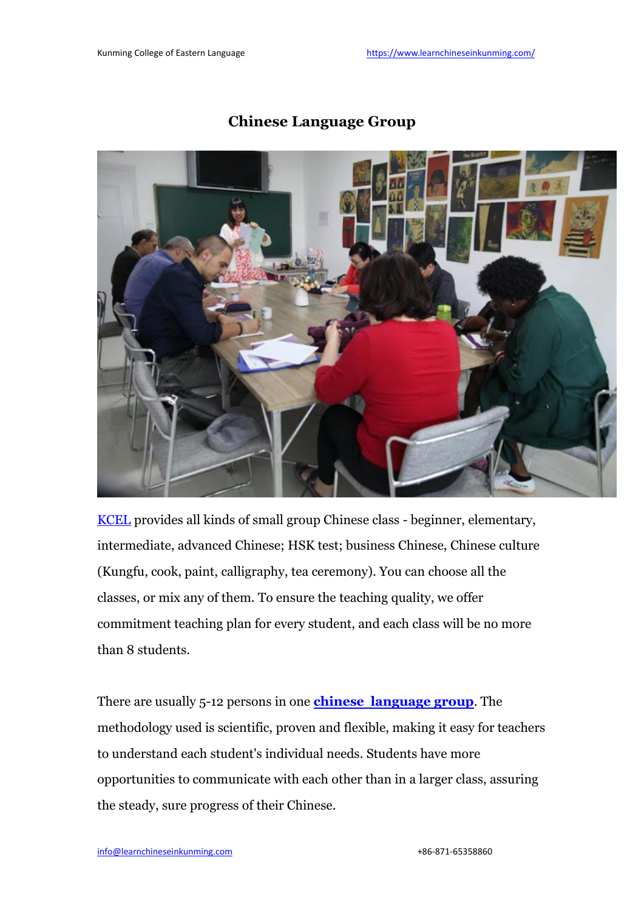# Chinese Language Group

KCEL provides all kinds of small group Chinese class - beginner, elementary, intermediate, advanced Chinese; HSK test; business Chinese, Chinese culture (Kungfu, cook, paint, calligraphy, tea ceremony). You can choose all the classes, or mix any of them. To ensure the teaching quality, we offer commitment teaching plan for every student, and each class will be no more than 8 students.

There are usually 5-12 persons in one **chinese language group**. The methodology used is scientific, proven and flexible, making it easy for teachers to understand each student's individual needs. Students have more opportunities to communicate with each other than in a larger class, assuring the steady, sure progress of their Chinese.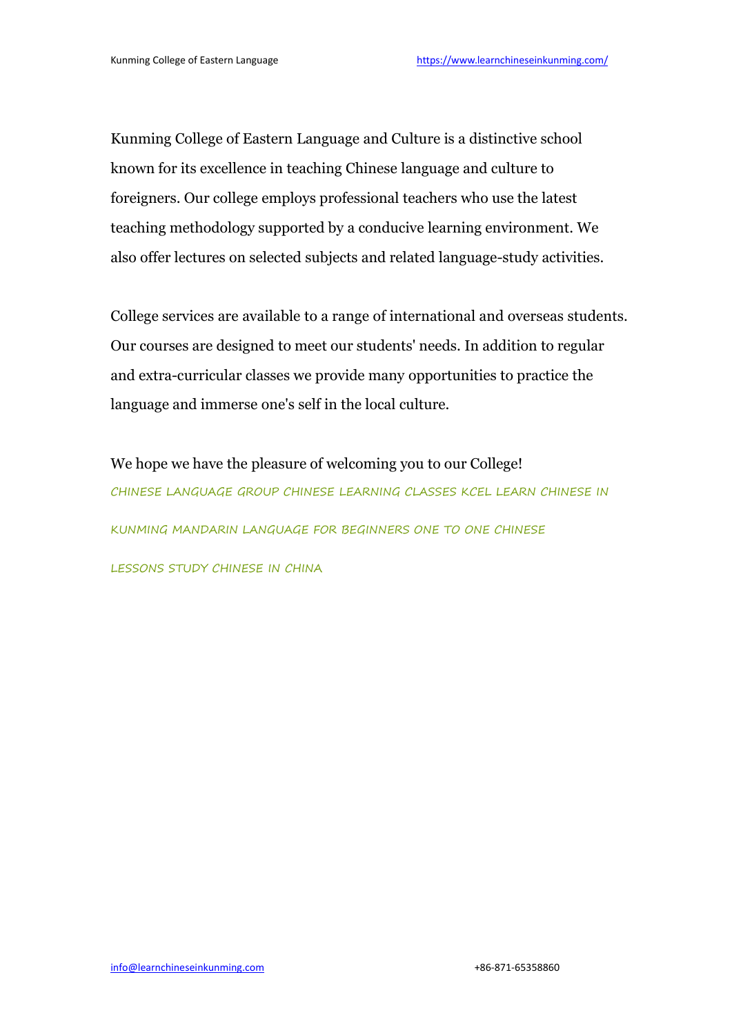Kunming College of Eastern Language and Culture is a distinctive school known for its excellence in teaching Chinese language and culture to foreigners. Our college employs professional teachers who use the latest teaching methodology supported by a conducive learning environment. We also offer lectures on selected subjects and related language-study activities.

College services are available to a range of international and overseas students. Our courses are designed to meet our students' needs. In addition to regular and extra-curricular classes we provide many opportunities to practice the language and immerse one's self in the local culture.

We hope we have the pleasure of welcoming you to our College!

CHINESE LANGUAGE GROUP CHINESE LEARNING CLASSES KCEL LEARN CHINESE IN KUNMING MANDARIN LANGUAGE FOR BEGINNERS ONE TO ONE CHINESE LESSONS STUDY CHINESE IN CHINA